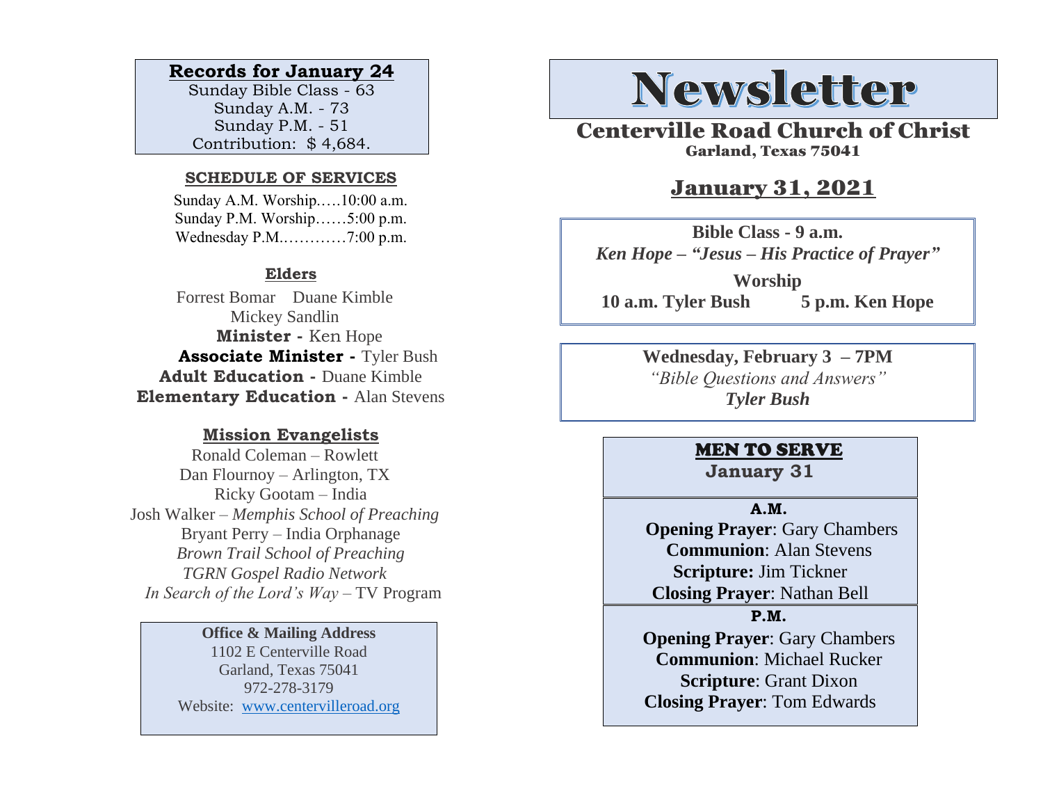## Records for January 24

Sunday Bible Class - 63
Sunday A.M. - 73
Sunday P.M. - 51
Contribution: $ 4,684.

### SCHEDULE OF SERVICES

Sunday A.M. Worship…..10:00 a.m.
Sunday P.M. Worship……5:00 p.m.
Wednesday P.M.…………7:00 p.m.

### Elders

Forrest Bomar Duane Kimble
Mickey Sandlin

**Minister -** Ken Hope
**Associate Minister -** Tyler Bush
**Adult Education -** Duane Kimble
**Elementary Education -** Alan Stevens

### Mission Evangelists

Ronald Coleman – Rowlett
Dan Flournoy – Arlington, TX
Ricky Gootam – India
Josh Walker – *Memphis School of Preaching*
Bryant Perry – India Orphanage
*Brown Trail School of Preaching*
*TGRN Gospel Radio Network*
*In Search of the Lord's Way* – TV Program

**Office & Mailing Address**
1102 E Centerville Road
Garland, Texas 75041
972-278-3179
Website: [www.centervilleroad.org](http://www.centervilleroad.org)

# Newsletter

## Centerville Road Church of Christ

Garland, Texas 75041

## January 31, 2021

**Bible Class - 9 a.m.**
***Ken Hope – "Jesus – His Practice of Prayer"***

**Worship**
**10 a.m. Tyler Bush 5 p.m. Ken Hope**

**Wednesday, February 3 – 7PM**
*"Bible Questions and Answers"*
***Tyler Bush***

### MEN TO SERVE

**January 31**

**A.M.**

**Opening Prayer**: Gary Chambers
**Communion**: Alan Stevens
**Scripture:** Jim Tickner
**Closing Prayer**: Nathan Bell

**P.M.**

**Opening Prayer**: Gary Chambers
**Communion**: Michael Rucker
**Scripture**: Grant Dixon
**Closing Prayer**: Tom Edwards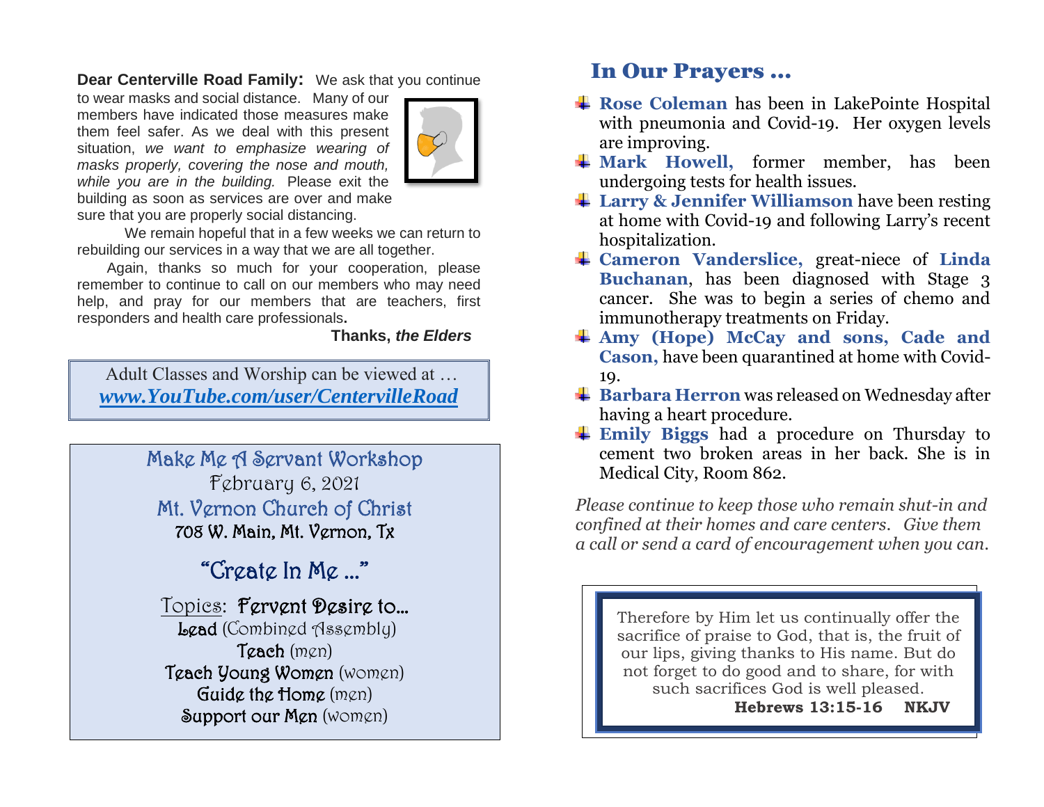**Dear Centerville Road Family:** We ask that you continue to wear masks and social distance. Many of our members have indicated those measures make them feel safer. As we deal with this present situation, *we want to emphasize wearing of masks properly, covering the nose and mouth, while you are in the building.* Please exit the building as soon as services are over and make sure that you are properly social distancing.

We remain hopeful that in a few weeks we can return to rebuilding our services in a way that we are all together.

Again, thanks so much for your cooperation, please remember to continue to call on our members who may need help, and pray for our members that are teachers, first responders and health care professionals.

**Thanks, *the Elders***

Adult Classes and Worship can be viewed at …
***www.YouTube.com/user/CentervilleRoad***

Make Me A Servant Workshop
February 6, 2021
Mt. Vernon Church of Christ
708 W. Main, Mt. Vernon, Tx

"Create In Me …"

Topics: **Fervent Desire to…**
**Lead** (Combined Assembly)
**Teach** (men)
**Teach Young Women** (women)
**Guide the Home** (men)
**Support our Men** (women)

## In Our Prayers …

- **Rose Coleman** has been in LakePointe Hospital with pneumonia and Covid-19. Her oxygen levels are improving.
- **Mark Howell,** former member, has been undergoing tests for health issues.
- **Larry & Jennifer Williamson** have been resting at home with Covid-19 and following Larry's recent hospitalization.
- **Cameron Vanderslice,** great-niece of **Linda Buchanan**, has been diagnosed with Stage 3 cancer. She was to begin a series of chemo and immunotherapy treatments on Friday.
- **Amy (Hope) McCay and sons, Cade and Cason,** have been quarantined at home with Covid-19.
- **Barbara Herron** was released on Wednesday after having a heart procedure.
- **Emily Biggs** had a procedure on Thursday to cement two broken areas in her back. She is in Medical City, Room 862.

*Please continue to keep those who remain shut-in and confined at their homes and care centers. Give them a call or send a card of encouragement when you can.*

Therefore by Him let us continually offer the sacrifice of praise to God, that is, the fruit of our lips, giving thanks to His name. But do not forget to do good and to share, for with such sacrifices God is well pleased.
**Hebrews 13:15-16 NKJV**